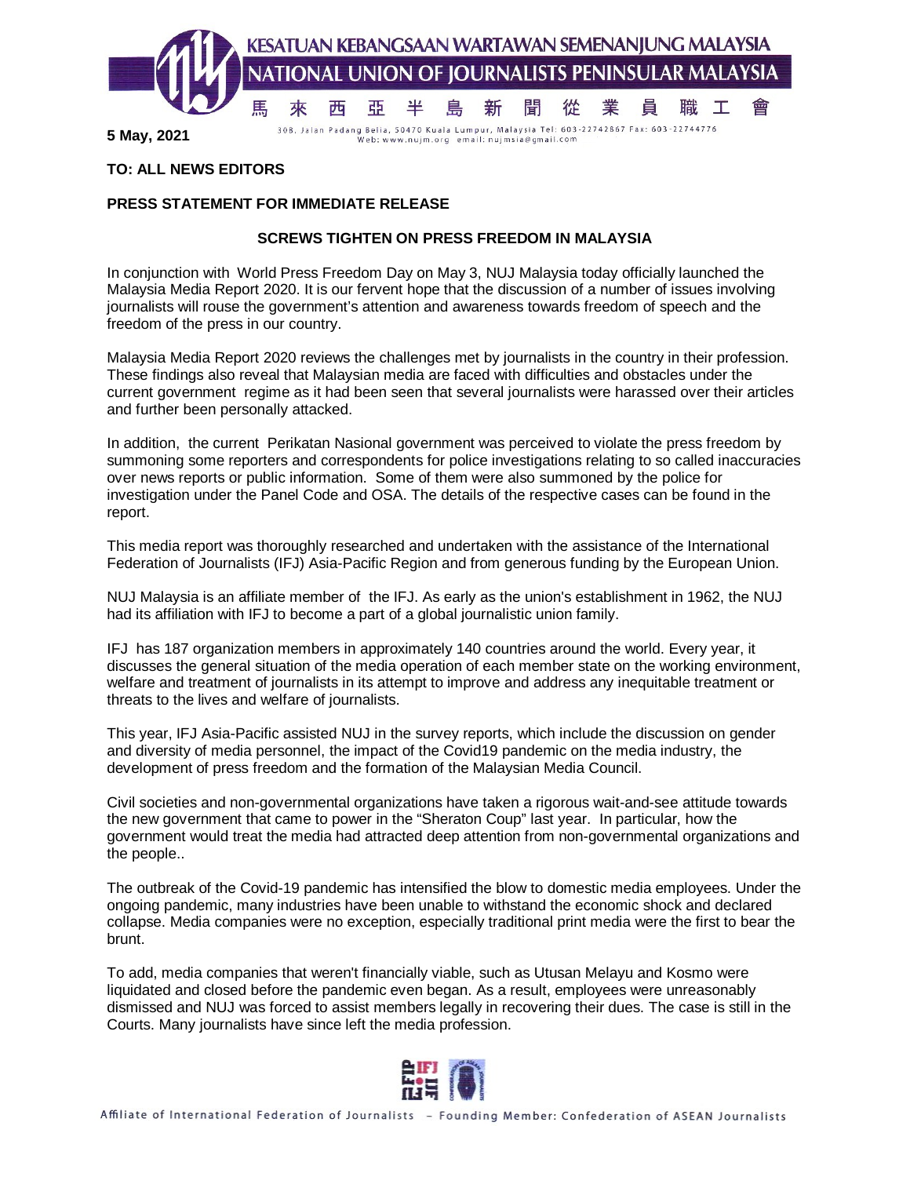**KESATUAN KEBANGSAAN WARTAWAN SEMENANJUNG MALAYSIA**
**NATIONAL UNION OF JOURNALISTS PENINSULAR MALAYSIA**
馬來西亞半島新聞從業員職工會

30B, Jalan Padang Belia, 50470 Kuala Lumpur, Malaysia Tel: 603-22742867 Fax: 603-22744776
Web: www.nujm.org email: nujmsia@gmail.com

**5 May, 2021**

**TO: ALL NEWS EDITORS**

**PRESS STATEMENT FOR IMMEDIATE RELEASE**

**SCREWS TIGHTEN ON PRESS FREEDOM IN MALAYSIA**

In conjunction with World Press Freedom Day on May 3, NUJ Malaysia today officially launched the Malaysia Media Report 2020. It is our fervent hope that the discussion of a number of issues involving journalists will rouse the government's attention and awareness towards freedom of speech and the freedom of the press in our country.

Malaysia Media Report 2020 reviews the challenges met by journalists in the country in their profession. These findings also reveal that Malaysian media are faced with difficulties and obstacles under the current government regime as it had been seen that several journalists were harassed over their articles and further been personally attacked.

In addition, the current Perikatan Nasional government was perceived to violate the press freedom by summoning some reporters and correspondents for police investigations relating to so called inaccuracies over news reports or public information. Some of them were also summoned by the police for investigation under the Panel Code and OSA. The details of the respective cases can be found in the report.

This media report was thoroughly researched and undertaken with the assistance of the International Federation of Journalists (IFJ) Asia-Pacific Region and from generous funding by the European Union.

NUJ Malaysia is an affiliate member of the IFJ. As early as the union's establishment in 1962, the NUJ had its affiliation with IFJ to become a part of a global journalistic union family.

IFJ has 187 organization members in approximately 140 countries around the world. Every year, it discusses the general situation of the media operation of each member state on the working environment, welfare and treatment of journalists in its attempt to improve and address any inequitable treatment or threats to the lives and welfare of journalists.

This year, IFJ Asia-Pacific assisted NUJ in the survey reports, which include the discussion on gender and diversity of media personnel, the impact of the Covid19 pandemic on the media industry, the development of press freedom and the formation of the Malaysian Media Council.

Civil societies and non-governmental organizations have taken a rigorous wait-and-see attitude towards the new government that came to power in the "Sheraton Coup" last year. In particular, how the government would treat the media had attracted deep attention from non-governmental organizations and the people..

The outbreak of the Covid-19 pandemic has intensified the blow to domestic media employees. Under the ongoing pandemic, many industries have been unable to withstand the economic shock and declared collapse. Media companies were no exception, especially traditional print media were the first to bear the brunt.

To add, media companies that weren't financially viable, such as Utusan Melayu and Kosmo were liquidated and closed before the pandemic even began. As a result, employees were unreasonably dismissed and NUJ was forced to assist members legally in recovering their dues. The case is still in the Courts. Many journalists have since left the media profession.

Affiliate of International Federation of Journalists - Founding Member: Confederation of ASEAN Journalists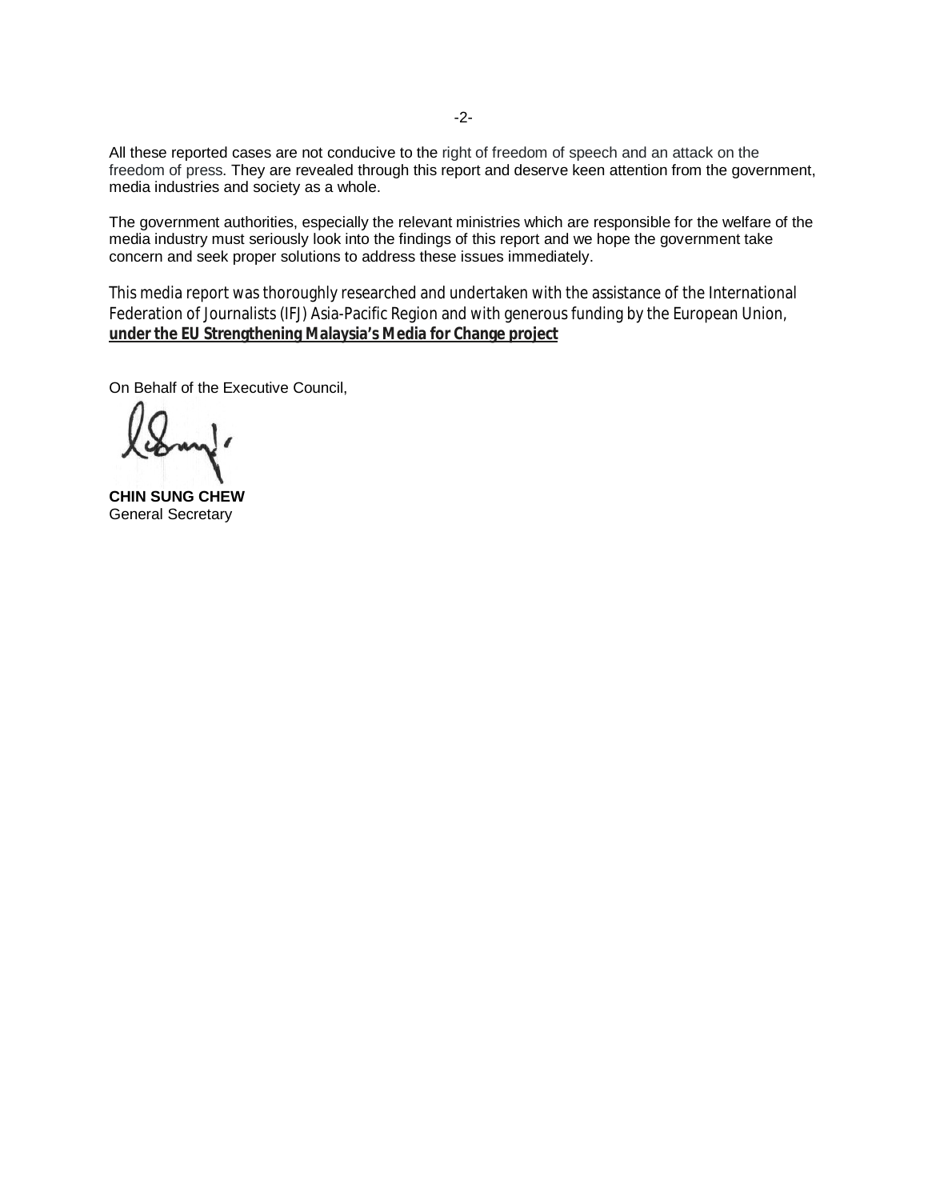All these reported cases are not conducive to the right of freedom of speech and an attack on the freedom of press. They are revealed through this report and deserve keen attention from the government, media industries and society as a whole.

The government authorities, especially the relevant ministries which are responsible for the welfare of the media industry must seriously look into the findings of this report and we hope the government take concern and seek proper solutions to address these issues immediately.

This media report was thoroughly researched and undertaken with the assistance of the International Federation of Journalists (IFJ) Asia-Pacific Region and with generous funding by the European Union, **under the EU Strengthening Malaysia's Media for Change project**

On Behalf of the Executive Council,

**CHIN SUNG CHEW**
General Secretary